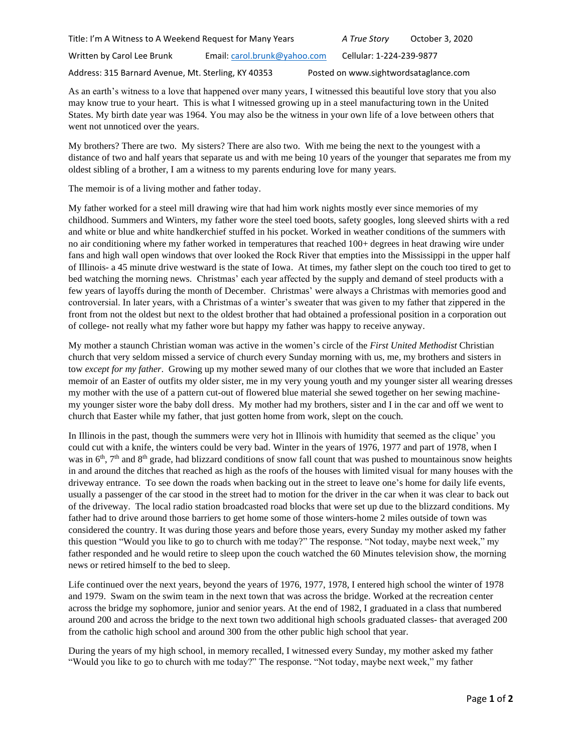Title: I'm A Witness to A Weekend Request for Many Years *A True Story* October 3, 2020

Written by Carol Lee Brunk Email: carol.brunk@yahoo.com Cellular: 1-224-239-9877

Address: 315 Barnard Avenue, Mt. Sterling, KY 40353 Posted on www.sightwordsataglance.com

As an earth's witness to a love that happened over many years, I witnessed this beautiful love story that you also may know true to your heart. This is what I witnessed growing up in a steel manufacturing town in the United States. My birth date year was 1964. You may also be the witness in your own life of a love between others that went not unnoticed over the years.

My brothers? There are two. My sisters? There are also two. With me being the next to the youngest with a distance of two and half years that separate us and with me being 10 years of the younger that separates me from my oldest sibling of a brother, I am a witness to my parents enduring love for many years.

The memoir is of a living mother and father today.

My father worked for a steel mill drawing wire that had him work nights mostly ever since memories of my childhood. Summers and Winters, my father wore the steel toed boots, safety googles, long sleeved shirts with a red and white or blue and white handkerchief stuffed in his pocket. Worked in weather conditions of the summers with no air conditioning where my father worked in temperatures that reached 100+ degrees in heat drawing wire under fans and high wall open windows that over looked the Rock River that empties into the Mississippi in the upper half of Illinois- a 45 minute drive westward is the state of Iowa. At times, my father slept on the couch too tired to get to bed watching the morning news. Christmas' each year affected by the supply and demand of steel products with a few years of layoffs during the month of December. Christmas' were always a Christmas with memories good and controversial. In later years, with a Christmas of a winter's sweater that was given to my father that zippered in the front from not the oldest but next to the oldest brother that had obtained a professional position in a corporation out of college- not really what my father wore but happy my father was happy to receive anyway.

My mother a staunch Christian woman was active in the women's circle of the *First United Methodist* Christian church that very seldom missed a service of church every Sunday morning with us, me, my brothers and sisters in tow *except for my father*. Growing up my mother sewed many of our clothes that we wore that included an Easter memoir of an Easter of outfits my older sister, me in my very young youth and my younger sister all wearing dresses my mother with the use of a pattern cut-out of flowered blue material she sewed together on her sewing machine- my younger sister wore the baby doll dress. My mother had my brothers, sister and I in the car and off we went to church that Easter while my father, that just gotten home from work, slept on the couch.

In Illinois in the past, though the summers were very hot in Illinois with humidity that seemed as the clique' you could cut with a knife, the winters could be very bad. Winter in the years of 1976, 1977 and part of 1978, when I was in 6th, 7th and 8th grade, had blizzard conditions of snow fall count that was pushed to mountainous snow heights in and around the ditches that reached as high as the roofs of the houses with limited visual for many houses with the driveway entrance. To see down the roads when backing out in the street to leave one's home for daily life events, usually a passenger of the car stood in the street had to motion for the driver in the car when it was clear to back out of the driveway. The local radio station broadcasted road blocks that were set up due to the blizzard conditions. My father had to drive around those barriers to get home some of those winters-home 2 miles outside of town was considered the country. It was during those years and before those years, every Sunday my mother asked my father this question "Would you like to go to church with me today?" The response. "Not today, maybe next week," my father responded and he would retire to sleep upon the couch watched the 60 Minutes television show, the morning news or retired himself to the bed to sleep.

Life continued over the next years, beyond the years of 1976, 1977, 1978, I entered high school the winter of 1978 and 1979. Swam on the swim team in the next town that was across the bridge. Worked at the recreation center across the bridge my sophomore, junior and senior years. At the end of 1982, I graduated in a class that numbered around 200 and across the bridge to the next town two additional high schools graduated classes- that averaged 200 from the catholic high school and around 300 from the other public high school that year.

During the years of my high school, in memory recalled, I witnessed every Sunday, my mother asked my father "Would you like to go to church with me today?" The response. "Not today, maybe next week," my father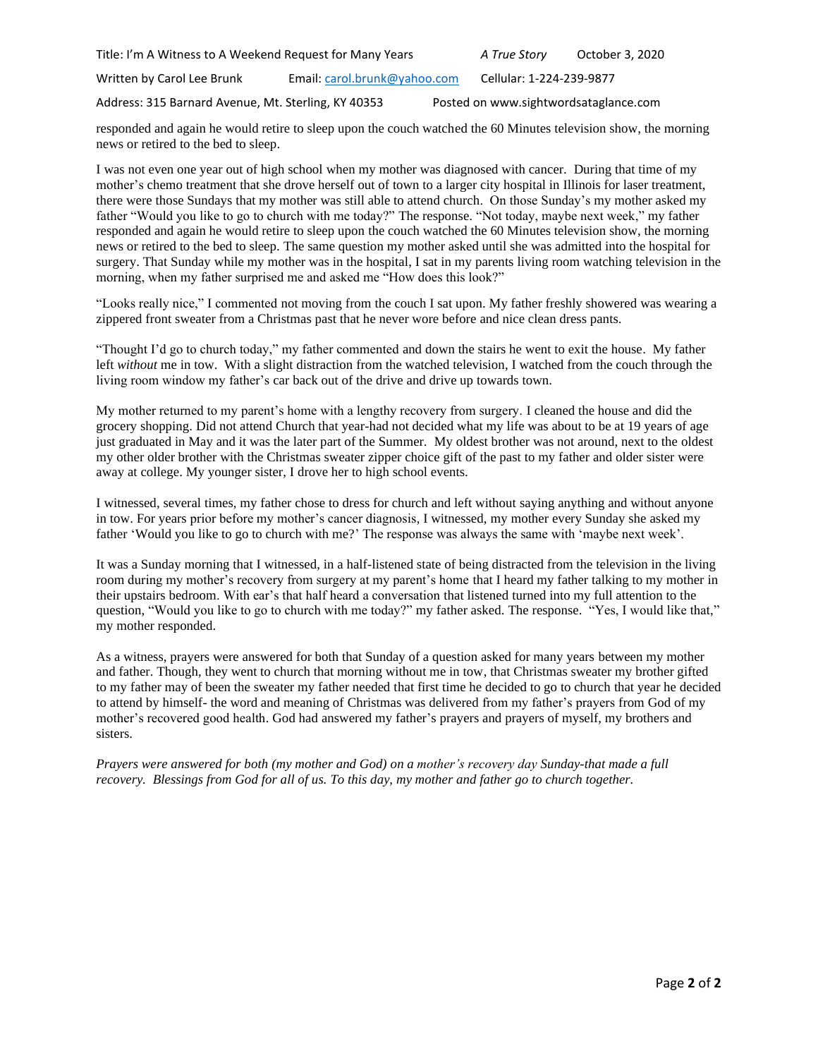responded and again he would retire to sleep upon the couch watched the 60 Minutes television show, the morning news or retired to the bed to sleep.

I was not even one year out of high school when my mother was diagnosed with cancer. During that time of my mother's chemo treatment that she drove herself out of town to a larger city hospital in Illinois for laser treatment, there were those Sundays that my mother was still able to attend church. On those Sunday's my mother asked my father "Would you like to go to church with me today?" The response. "Not today, maybe next week," my father responded and again he would retire to sleep upon the couch watched the 60 Minutes television show, the morning news or retired to the bed to sleep. The same question my mother asked until she was admitted into the hospital for surgery. That Sunday while my mother was in the hospital, I sat in my parents living room watching television in the morning, when my father surprised me and asked me "How does this look?"

"Looks really nice," I commented not moving from the couch I sat upon. My father freshly showered was wearing a zippered front sweater from a Christmas past that he never wore before and nice clean dress pants.

"Thought I'd go to church today," my father commented and down the stairs he went to exit the house. My father left *without* me in tow. With a slight distraction from the watched television, I watched from the couch through the living room window my father's car back out of the drive and drive up towards town.

My mother returned to my parent's home with a lengthy recovery from surgery. I cleaned the house and did the grocery shopping. Did not attend Church that year-had not decided what my life was about to be at 19 years of age just graduated in May and it was the later part of the Summer. My oldest brother was not around, next to the oldest my other older brother with the Christmas sweater zipper choice gift of the past to my father and older sister were away at college. My younger sister, I drove her to high school events.

I witnessed, several times, my father chose to dress for church and left without saying anything and without anyone in tow. For years prior before my mother's cancer diagnosis, I witnessed, my mother every Sunday she asked my father 'Would you like to go to church with me?' The response was always the same with 'maybe next week'.

It was a Sunday morning that I witnessed, in a half-listened state of being distracted from the television in the living room during my mother's recovery from surgery at my parent's home that I heard my father talking to my mother in their upstairs bedroom. With ear's that half heard a conversation that listened turned into my full attention to the question, "Would you like to go to church with me today?" my father asked. The response. "Yes, I would like that," my mother responded.

As a witness, prayers were answered for both that Sunday of a question asked for many years between my mother and father. Though, they went to church that morning without me in tow, that Christmas sweater my brother gifted to my father may of been the sweater my father needed that first time he decided to go to church that year he decided to attend by himself- the word and meaning of Christmas was delivered from my father's prayers from God of my mother's recovered good health. God had answered my father's prayers and prayers of myself, my brothers and sisters.

*Prayers were answered for both (my mother and God) on a mother's recovery day Sunday-that made a full recovery. Blessings from God for all of us. To this day, my mother and father go to church together.*